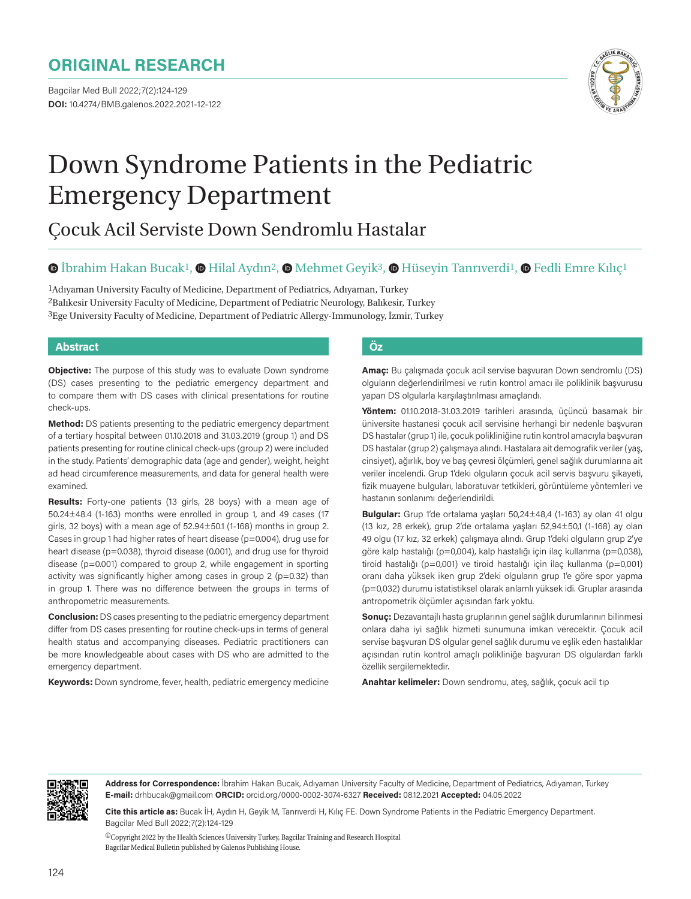ORIGINAL RESEARCH

DOI: 10.4274/BMB.galenos.2022.2021-12-122

# Down Syndrome Patients in the Pediatric Emergency Department

## Çocuk Acil Serviste Down Sendromlu Hastalar

İbrahim Hakan Bucak[1], Hilal Aydın[2], Mehmet Geyik[3], Hüseyin Tanrıverdi[1], Fedli Emre Kılıç[1]

[1]Adıyaman University Faculty of Medicine, Department of Pediatrics, Adıyaman, Turkey
[2]Balıkesir University Faculty of Medicine, Department of Pediatric Neurology, Balıkesir, Turkey
[3]Ege University Faculty of Medicine, Department of Pediatric Allergy-Immunology, İzmir, Turkey

### Abstract

**Objective:** The purpose of this study was to evaluate Down syndrome (DS) cases presenting to the pediatric emergency department and to compare them with DS cases with clinical presentations for routine check-ups.

**Method:** DS patients presenting to the pediatric emergency department of a tertiary hospital between 01.10.2018 and 31.03.2019 (group 1) and DS patients presenting for routine clinical check-ups (group 2) were included in the study. Patients' demographic data (age and gender), weight, height ad head circumference measurements, and data for general health were examined.

**Results:** Forty-one patients (13 girls, 28 boys) with a mean age of 50.24±48.4 (1-163) months were enrolled in group 1, and 49 cases (17 girls, 32 boys) with a mean age of 52.94±50.1 (1-168) months in group 2. Cases in group 1 had higher rates of heart disease (p=0.004), drug use for heart disease (p=0.038), thyroid disease (0.001), and drug use for thyroid disease (p=0.001) compared to group 2, while engagement in sporting activity was significantly higher among cases in group 2 (p=0.32) than in group 1. There was no difference between the groups in terms of anthropometric measurements.

**Conclusion:** DS cases presenting to the pediatric emergency department differ from DS cases presenting for routine check-ups in terms of general health status and accompanying diseases. Pediatric practitioners can be more knowledgeable about cases with DS who are admitted to the emergency department.

**Keywords:** Down syndrome, fever, health, pediatric emergency medicine

### Öz

**Amaç:** Bu çalışmada çocuk acil servise başvuran Down sendromlu (DS) olguların değerlendirilmesi ve rutin kontrol amacı ile poliklinik başvurusu yapan DS olgularla karşılaştırılması amaçlandı.

**Yöntem:** 01.10.2018-31.03.2019 tarihleri arasında, üçüncü basamak bir üniversite hastanesi çocuk acil servisine herhangi bir nedenle başvuran DS hastalar (grup 1) ile, çocuk polikliniğine rutin kontrol amacıyla başvuran DS hastalar (grup 2) çalışmaya alındı. Hastalara ait demografik veriler (yaş, cinsiyet), ağırlık, boy ve baş çevresi ölçümleri, genel sağlık durumlarına ait veriler incelendi. Grup 1'deki olguların çocuk acil servis başvuru şikayeti, fizik muayene bulguları, laboratuvar tetkikleri, görüntüleme yöntemleri ve hastanın sonlanımı değerlendirildi.

**Bulgular:** Grup 1'de ortalama yaşları 50,24±48,4 (1-163) ay olan 41 olgu (13 kız, 28 erkek), grup 2'de ortalama yaşları 52,94±50,1 (1-168) ay olan 49 olgu (17 kız, 32 erkek) çalışmaya alındı. Grup 1'deki olguların grup 2'ye göre kalp hastalığı (p=0,004), kalp hastalığı için ilaç kullanma (p=0,038), tiroid hastalığı (p=0,001) ve tiroid hastalığı için ilaç kullanma (p=0,001) oranı daha yüksek iken grup 2'deki olguların grup 1'e göre spor yapma (p=0,032) durumu istatistiksel olarak anlamlı yüksek idi. Gruplar arasında antropometrik ölçümler açısından fark yoktu.

**Sonuç:** Dezavantajlı hasta gruplarının genel sağlık durumlarının bilinmesi onlara daha iyi sağlık hizmeti sunumuna imkan verecektir. Çocuk acil servise başvuran DS olgular genel sağlık durumu ve eşlik eden hastalıklar açısından rutin kontrol amaçlı polikliniğe başvuran DS olgulardan farklı özellik sergilemektedir.

**Anahtar kelimeler:** Down sendromu, ateş, sağlık, çocuk acil tıp

**Address for Correspondence:** İbrahim Hakan Bucak, Adıyaman University Faculty of Medicine, Department of Pediatrics, Adıyaman, Turkey
**E-mail:** drhbucak@gmail.com **ORCID:** orcid.org/0000-0002-3074-6327 **Received:** 08.12.2021 **Accepted:** 04.05.2022

**Cite this article as:** Bucak İH, Aydın H, Geyik M, Tanrıverdi H, Kılıç FE. Down Syndrome Patients in the Pediatric Emergency Department. Bagcilar Med Bull 2022;7(2):124-129

©Copyright 2022 by the Health Sciences University Turkey, Bagcilar Training and Research Hospital
Bagcilar Medical Bulletin published by Galenos Publishing House.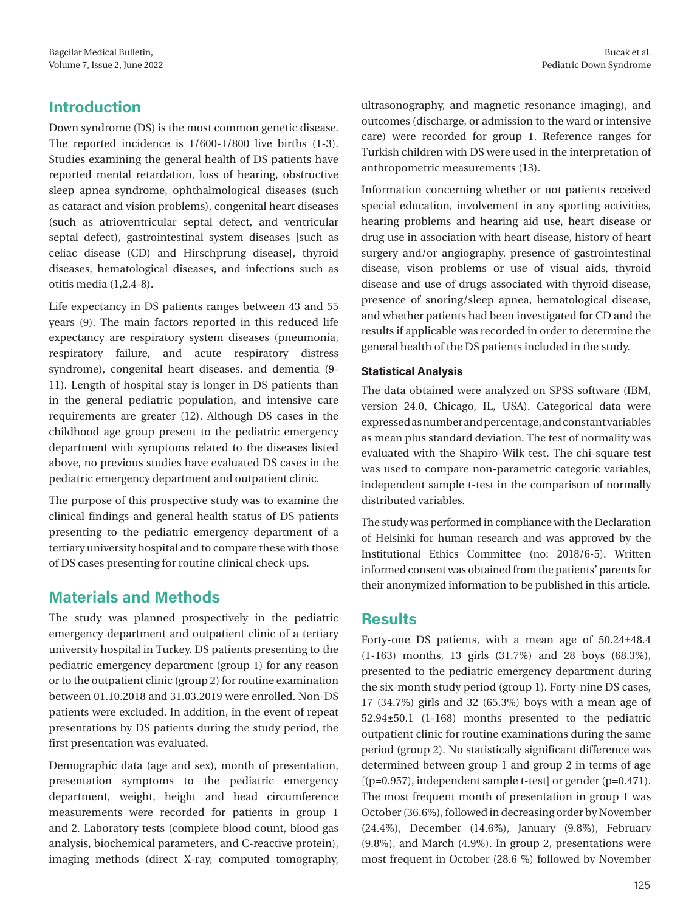## Introduction

Down syndrome (DS) is the most common genetic disease. The reported incidence is 1/600-1/800 live births (1-3). Studies examining the general health of DS patients have reported mental retardation, loss of hearing, obstructive sleep apnea syndrome, ophthalmological diseases (such as cataract and vision problems), congenital heart diseases (such as atrioventricular septal defect, and ventricular septal defect), gastrointestinal system diseases [such as celiac disease (CD) and Hirschprung disease], thyroid diseases, hematological diseases, and infections such as otitis media (1,2,4-8).

Life expectancy in DS patients ranges between 43 and 55 years (9). The main factors reported in this reduced life expectancy are respiratory system diseases (pneumonia, respiratory failure, and acute respiratory distress syndrome), congenital heart diseases, and dementia (9-11). Length of hospital stay is longer in DS patients than in the general pediatric population, and intensive care requirements are greater (12). Although DS cases in the childhood age group present to the pediatric emergency department with symptoms related to the diseases listed above, no previous studies have evaluated DS cases in the pediatric emergency department and outpatient clinic.

The purpose of this prospective study was to examine the clinical findings and general health status of DS patients presenting to the pediatric emergency department of a tertiary university hospital and to compare these with those of DS cases presenting for routine clinical check-ups.

## Materials and Methods

The study was planned prospectively in the pediatric emergency department and outpatient clinic of a tertiary university hospital in Turkey. DS patients presenting to the pediatric emergency department (group 1) for any reason or to the outpatient clinic (group 2) for routine examination between 01.10.2018 and 31.03.2019 were enrolled. Non-DS patients were excluded. In addition, in the event of repeat presentations by DS patients during the study period, the first presentation was evaluated.

Demographic data (age and sex), month of presentation, presentation symptoms to the pediatric emergency department, weight, height and head circumference measurements were recorded for patients in group 1 and 2. Laboratory tests (complete blood count, blood gas analysis, biochemical parameters, and C-reactive protein), imaging methods (direct X-ray, computed tomography, ultrasonography, and magnetic resonance imaging), and outcomes (discharge, or admission to the ward or intensive care) were recorded for group 1. Reference ranges for Turkish children with DS were used in the interpretation of anthropometric measurements (13).

Information concerning whether or not patients received special education, involvement in any sporting activities, hearing problems and hearing aid use, heart disease or drug use in association with heart disease, history of heart surgery and/or angiography, presence of gastrointestinal disease, vison problems or use of visual aids, thyroid disease and use of drugs associated with thyroid disease, presence of snoring/sleep apnea, hematological disease, and whether patients had been investigated for CD and the results if applicable was recorded in order to determine the general health of the DS patients included in the study.

### Statistical Analysis

The data obtained were analyzed on SPSS software (IBM, version 24.0, Chicago, IL, USA). Categorical data were expressed as number and percentage, and constant variables as mean plus standard deviation. The test of normality was evaluated with the Shapiro-Wilk test. The chi-square test was used to compare non-parametric categoric variables, independent sample t-test in the comparison of normally distributed variables.

The study was performed in compliance with the Declaration of Helsinki for human research and was approved by the Institutional Ethics Committee (no: 2018/6-5). Written informed consent was obtained from the patients' parents for their anonymized information to be published in this article.

## Results

Forty-one DS patients, with a mean age of 50.24±48.4 (1-163) months, 13 girls (31.7%) and 28 boys (68.3%), presented to the pediatric emergency department during the six-month study period (group 1). Forty-nine DS cases, 17 (34.7%) girls and 32 (65.3%) boys with a mean age of 52.94±50.1 (1-168) months presented to the pediatric outpatient clinic for routine examinations during the same period (group 2). No statistically significant difference was determined between group 1 and group 2 in terms of age [(p=0.957), independent sample t-test] or gender (p=0.471). The most frequent month of presentation in group 1 was October (36.6%), followed in decreasing order by November (24.4%), December (14.6%), January (9.8%), February (9.8%), and March (4.9%). In group 2, presentations were most frequent in October (28.6 %) followed by November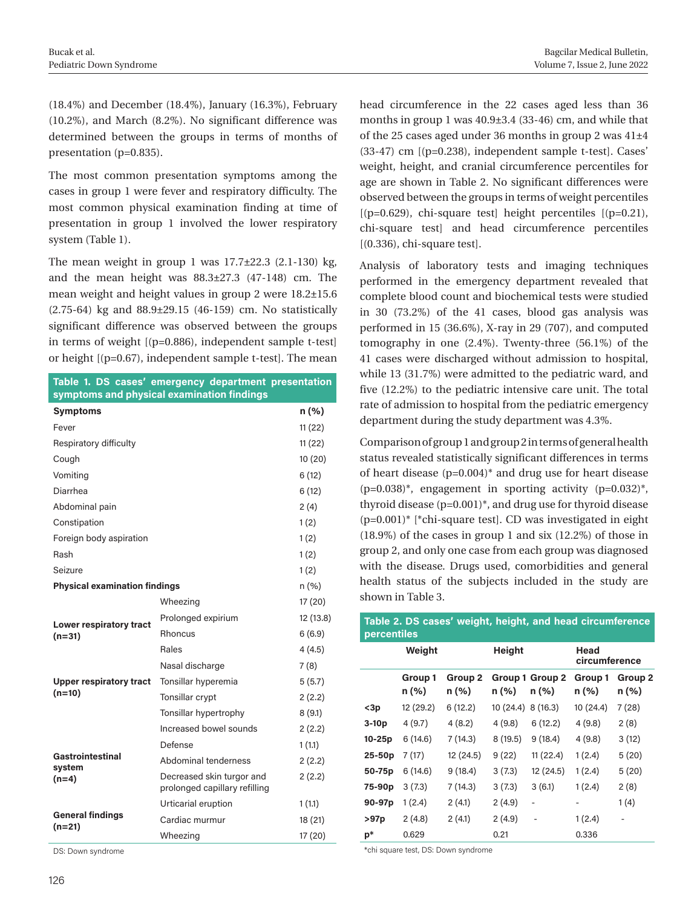(18.4%) and December (18.4%), January (16.3%), February (10.2%), and March (8.2%). No significant difference was determined between the groups in terms of months of presentation (p=0.835).

The most common presentation symptoms among the cases in group 1 were fever and respiratory difficulty. The most common physical examination finding at time of presentation in group 1 involved the lower respiratory system (Table 1).

The mean weight in group 1 was 17.7±22.3 (2.1-130) kg, and the mean height was 88.3±27.3 (47-148) cm. The mean weight and height values in group 2 were 18.2±15.6 (2.75-64) kg and 88.9±29.15 (46-159) cm. No statistically significant difference was observed between the groups in terms of weight [(p=0.886), independent sample t-test] or height [(p=0.67), independent sample t-test]. The mean head circumference in the 22 cases aged less than 36 months in group 1 was 40.9±3.4 (33-46) cm, and while that of the 25 cases aged under 36 months in group 2 was 41±4 (33-47) cm [(p=0.238), independent sample t-test]. Cases' weight, height, and cranial circumference percentiles for age are shown in Table 2. No significant differences were observed between the groups in terms of weight percentiles [(p=0.629), chi-square test] height percentiles [(p=0.21), chi-square test] and head circumference percentiles [(0.336), chi-square test].

**Table 1. DS cases' emergency department presentation symptoms and physical examination findings**

| Symptoms | | n (%) |
|---|---|---|
| Fever | | 11 (22) |
| Respiratory difficulty | | 11 (22) |
| Cough | | 10 (20) |
| Vomiting | | 6 (12) |
| Diarrhea | | 6 (12) |
| Abdominal pain | | 2 (4) |
| Constipation | | 1 (2) |
| Foreign body aspiration | | 1 (2) |
| Rash | | 1 (2) |
| Seizure | | 1 (2) |
| **Physical examination findings** | | n (%) |
| Lower respiratory tract (n=31) | Wheezing | 17 (20) |
| | Prolonged expirium | 12 (13.8) |
| | Rhoncus | 6 (6.9) |
| | Rales | 4 (4.5) |
| Upper respiratory tract (n=10) | Nasal discharge | 7 (8) |
| | Tonsillar hyperemia | 5 (5.7) |
| | Tonsillar crypt | 2 (2.2) |
| | Tonsillar hypertrophy | 8 (9.1) |
| Gastrointestinal system (n=4) | Increased bowel sounds | 2 (2.2) |
| | Defense | 1 (1.1) |
| | Abdominal tenderness | 2 (2.2) |
| | Decreased skin turgor and prolonged capillary refilling | 2 (2.2) |
| General findings (n=21) | Urticarial eruption | 1 (1.1) |
| | Cardiac murmur | 18 (21) |
| | Wheezing | 17 (20) |

DS: Down syndrome

Analysis of laboratory tests and imaging techniques performed in the emergency department revealed that complete blood count and biochemical tests were studied in 30 (73.2%) of the 41 cases, blood gas analysis was performed in 15 (36.6%), X-ray in 29 (707), and computed tomography in one (2.4%). Twenty-three (56.1%) of the 41 cases were discharged without admission to hospital, while 13 (31.7%) were admitted to the pediatric ward, and five (12.2%) to the pediatric intensive care unit. The total rate of admission to hospital from the pediatric emergency department during the study department was 4.3%.

Comparison of group 1 and group 2 in terms of general health status revealed statistically significant differences in terms of heart disease (p=0.004)* and drug use for heart disease (p=0.038)*, engagement in sporting activity (p=0.032)*, thyroid disease (p=0.001)*, and drug use for thyroid disease (p=0.001)* [*chi-square test]. CD was investigated in eight (18.9%) of the cases in group 1 and six (12.2%) of those in group 2, and only one case from each group was diagnosed with the disease. Drugs used, comorbidities and general health status of the subjects included in the study are shown in Table 3.

**Table 2. DS cases' weight, height, and head circumference percentiles**

| | Weight | | Height | | Head circumference | |
|---|---|---|---|---|---|---|
| | Group 1 n (%) | Group 2 n (%) | Group 1 n (%) | Group 2 n (%) | Group 1 n (%) | Group 2 n (%) |
| <3p | 12 (29.2) | 6 (12.2) | 10 (24.4) | 8 (16.3) | 10 (24.4) | 7 (28) |
| 3-10p | 4 (9.7) | 4 (8.2) | 4 (9.8) | 6 (12.2) | 4 (9.8) | 2 (8) |
| 10-25p | 6 (14.6) | 7 (14.3) | 8 (19.5) | 9 (18.4) | 4 (9.8) | 3 (12) |
| 25-50p | 7 (17) | 12 (24.5) | 9 (22) | 11 (22.4) | 1 (2.4) | 5 (20) |
| 50-75p | 6 (14.6) | 9 (18.4) | 3 (7.3) | 12 (24.5) | 1 (2.4) | 5 (20) |
| 75-90p | 3 (7.3) | 7 (14.3) | 3 (7.3) | 3 (6.1) | 1 (2.4) | 2 (8) |
| 90-97p | 1 (2.4) | 2 (4.1) | 2 (4.9) | - | - | 1 (4) |
| >97p | 2 (4.8) | 2 (4.1) | 2 (4.9) | - | 1 (2.4) | - |
| p* | 0.629 | | 0.21 | | 0.336 | |

*chi square test, DS: Down syndrome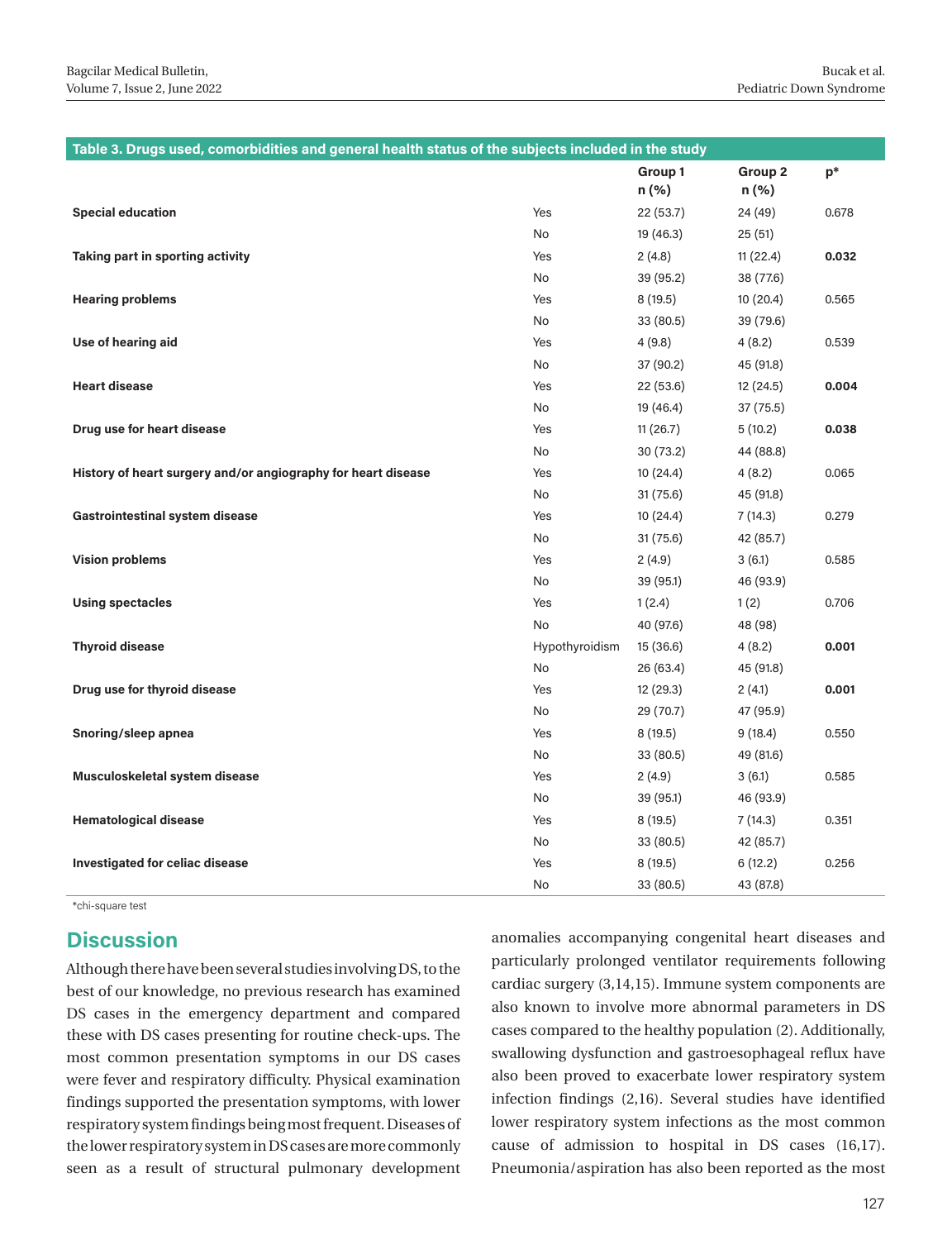**Table 3. Drugs used, comorbidities and general health status of the subjects included in the study**

| | | Group 1 n (%) | Group 2 n (%) | p* |
|---|---|---|---|---|
| **Special education** | Yes | 22 (53.7) | 24 (49) | 0.678 |
| | No | 19 (46.3) | 25 (51) | |
| **Taking part in sporting activity** | Yes | 2 (4.8) | 11 (22.4) | **0.032** |
| | No | 39 (95.2) | 38 (77.6) | |
| **Hearing problems** | Yes | 8 (19.5) | 10 (20.4) | 0.565 |
| | No | 33 (80.5) | 39 (79.6) | |
| **Use of hearing aid** | Yes | 4 (9.8) | 4 (8.2) | 0.539 |
| | No | 37 (90.2) | 45 (91.8) | |
| **Heart disease** | Yes | 22 (53.6) | 12 (24.5) | **0.004** |
| | No | 19 (46.4) | 37 (75.5) | |
| **Drug use for heart disease** | Yes | 11 (26.7) | 5 (10.2) | **0.038** |
| | No | 30 (73.2) | 44 (88.8) | |
| **History of heart surgery and/or angiography for heart disease** | Yes | 10 (24.4) | 4 (8.2) | 0.065 |
| | No | 31 (75.6) | 45 (91.8) | |
| **Gastrointestinal system disease** | Yes | 10 (24.4) | 7 (14.3) | 0.279 |
| | No | 31 (75.6) | 42 (85.7) | |
| **Vision problems** | Yes | 2 (4.9) | 3 (6.1) | 0.585 |
| | No | 39 (95.1) | 46 (93.9) | |
| **Using spectacles** | Yes | 1 (2.4) | 1 (2) | 0.706 |
| | No | 40 (97.6) | 48 (98) | |
| **Thyroid disease** | Hypothyroidism | 15 (36.6) | 4 (8.2) | **0.001** |
| | No | 26 (63.4) | 45 (91.8) | |
| **Drug use for thyroid disease** | Yes | 12 (29.3) | 2 (4.1) | **0.001** |
| | No | 29 (70.7) | 47 (95.9) | |
| **Snoring/sleep apnea** | Yes | 8 (19.5) | 9 (18.4) | 0.550 |
| | No | 33 (80.5) | 49 (81.6) | |
| **Musculoskeletal system disease** | Yes | 2 (4.9) | 3 (6.1) | 0.585 |
| | No | 39 (95.1) | 46 (93.9) | |
| **Hematological disease** | Yes | 8 (19.5) | 7 (14.3) | 0.351 |
| | No | 33 (80.5) | 42 (85.7) | |
| **Investigated for celiac disease** | Yes | 8 (19.5) | 6 (12.2) | 0.256 |
| | No | 33 (80.5) | 43 (87.8) | |

*chi-square test

## Discussion

Although there have been several studies involving DS, to the best of our knowledge, no previous research has examined DS cases in the emergency department and compared these with DS cases presenting for routine check-ups. The most common presentation symptoms in our DS cases were fever and respiratory difficulty. Physical examination findings supported the presentation symptoms, with lower respiratory system findings being most frequent. Diseases of the lower respiratory system in DS cases are more commonly seen as a result of structural pulmonary development anomalies accompanying congenital heart diseases and particularly prolonged ventilator requirements following cardiac surgery (3,14,15). Immune system components are also known to involve more abnormal parameters in DS cases compared to the healthy population (2). Additionally, swallowing dysfunction and gastroesophageal reflux have also been proved to exacerbate lower respiratory system infection findings (2,16). Several studies have identified lower respiratory system infections as the most common cause of admission to hospital in DS cases (16,17). Pneumonia/aspiration has also been reported as the most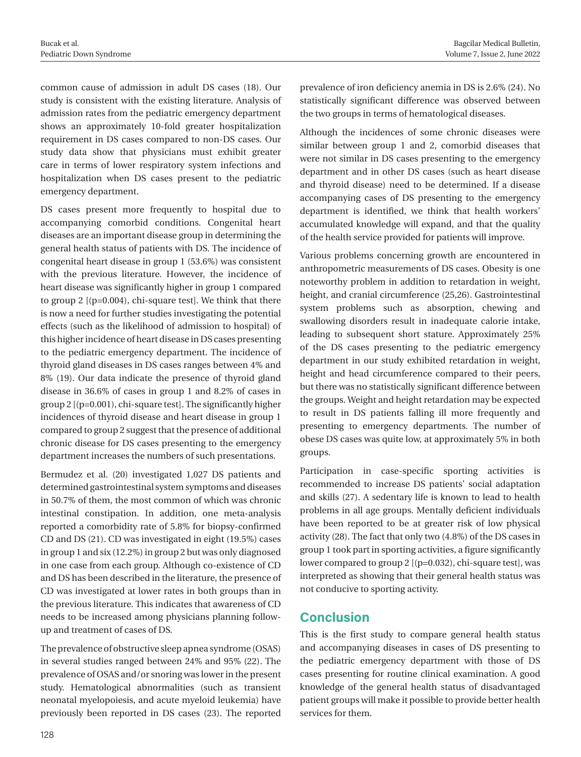common cause of admission in adult DS cases (18). Our study is consistent with the existing literature. Analysis of admission rates from the pediatric emergency department shows an approximately 10-fold greater hospitalization requirement in DS cases compared to non-DS cases. Our study data show that physicians must exhibit greater care in terms of lower respiratory system infections and hospitalization when DS cases present to the pediatric emergency department.

DS cases present more frequently to hospital due to accompanying comorbid conditions. Congenital heart diseases are an important disease group in determining the general health status of patients with DS. The incidence of congenital heart disease in group 1 (53.6%) was consistent with the previous literature. However, the incidence of heart disease was significantly higher in group 1 compared to group 2 [(p=0.004), chi-square test]. We think that there is now a need for further studies investigating the potential effects (such as the likelihood of admission to hospital) of this higher incidence of heart disease in DS cases presenting to the pediatric emergency department. The incidence of thyroid gland diseases in DS cases ranges between 4% and 8% (19). Our data indicate the presence of thyroid gland disease in 36.6% of cases in group 1 and 8.2% of cases in group 2 [(p=0.001), chi-square test]. The significantly higher incidences of thyroid disease and heart disease in group 1 compared to group 2 suggest that the presence of additional chronic disease for DS cases presenting to the emergency department increases the numbers of such presentations.

Bermudez et al. (20) investigated 1,027 DS patients and determined gastrointestinal system symptoms and diseases in 50.7% of them, the most common of which was chronic intestinal constipation. In addition, one meta-analysis reported a comorbidity rate of 5.8% for biopsy-confirmed CD and DS (21). CD was investigated in eight (19.5%) cases in group 1 and six (12.2%) in group 2 but was only diagnosed in one case from each group. Although co-existence of CD and DS has been described in the literature, the presence of CD was investigated at lower rates in both groups than in the previous literature. This indicates that awareness of CD needs to be increased among physicians planning follow-up and treatment of cases of DS.

The prevalence of obstructive sleep apnea syndrome (OSAS) in several studies ranged between 24% and 95% (22). The prevalence of OSAS and/or snoring was lower in the present study. Hematological abnormalities (such as transient neonatal myelopoiesis, and acute myeloid leukemia) have previously been reported in DS cases (23). The reported prevalence of iron deficiency anemia in DS is 2.6% (24). No statistically significant difference was observed between the two groups in terms of hematological diseases.

Although the incidences of some chronic diseases were similar between group 1 and 2, comorbid diseases that were not similar in DS cases presenting to the emergency department and in other DS cases (such as heart disease and thyroid disease) need to be determined. If a disease accompanying cases of DS presenting to the emergency department is identified, we think that health workers' accumulated knowledge will expand, and that the quality of the health service provided for patients will improve.

Various problems concerning growth are encountered in anthropometric measurements of DS cases. Obesity is one noteworthy problem in addition to retardation in weight, height, and cranial circumference (25,26). Gastrointestinal system problems such as absorption, chewing and swallowing disorders result in inadequate calorie intake, leading to subsequent short stature. Approximately 25% of the DS cases presenting to the pediatric emergency department in our study exhibited retardation in weight, height and head circumference compared to their peers, but there was no statistically significant difference between the groups. Weight and height retardation may be expected to result in DS patients falling ill more frequently and presenting to emergency departments. The number of obese DS cases was quite low, at approximately 5% in both groups.

Participation in case-specific sporting activities is recommended to increase DS patients' social adaptation and skills (27). A sedentary life is known to lead to health problems in all age groups. Mentally deficient individuals have been reported to be at greater risk of low physical activity (28). The fact that only two (4.8%) of the DS cases in group 1 took part in sporting activities, a figure significantly lower compared to group 2 [(p=0.032), chi-square test], was interpreted as showing that their general health status was not conducive to sporting activity.

## Conclusion

This is the first study to compare general health status and accompanying diseases in cases of DS presenting to the pediatric emergency department with those of DS cases presenting for routine clinical examination. A good knowledge of the general health status of disadvantaged patient groups will make it possible to provide better health services for them.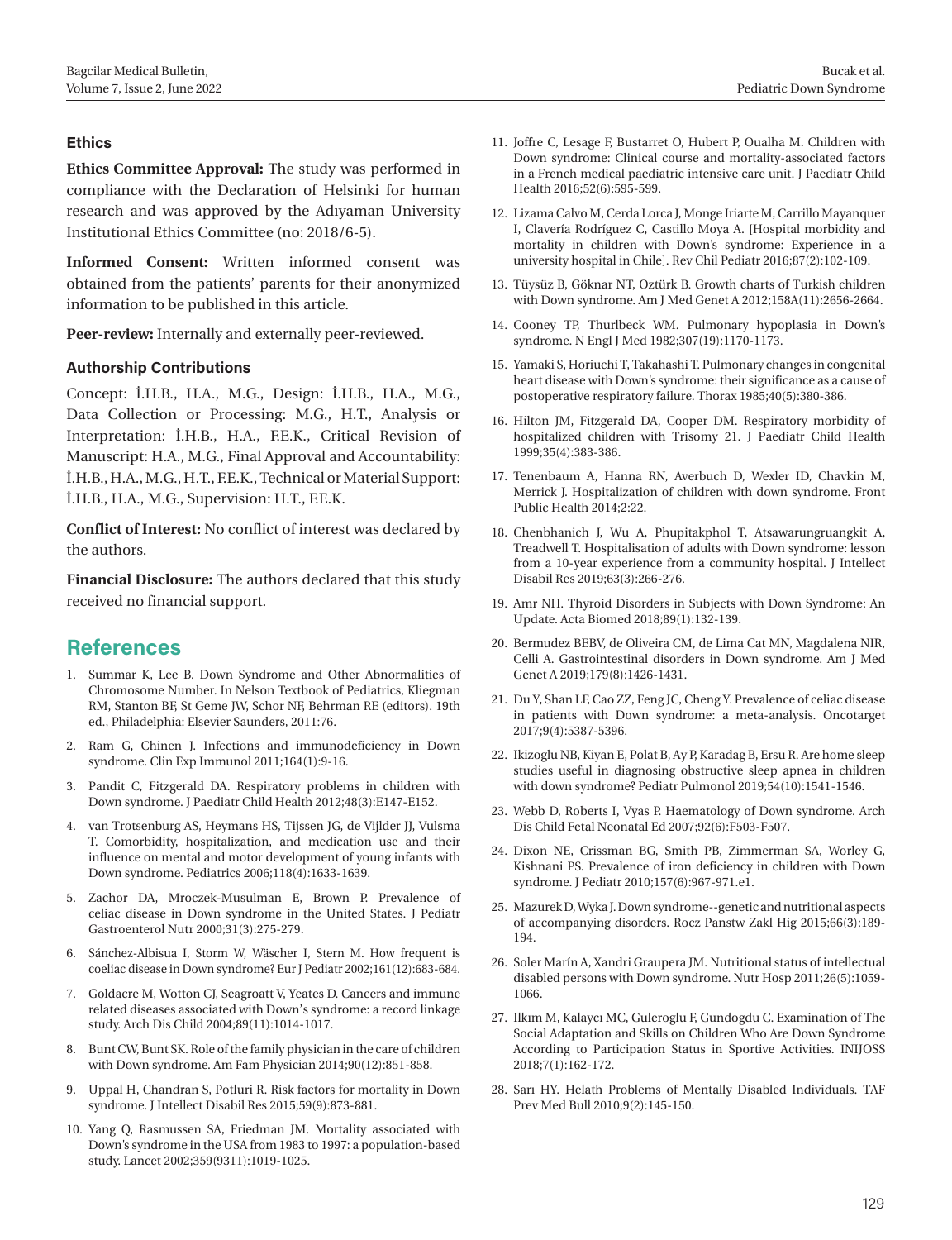## Ethics

**Ethics Committee Approval:** The study was performed in compliance with the Declaration of Helsinki for human research and was approved by the Adıyaman University Institutional Ethics Committee (no: 2018/6-5).

**Informed Consent:** Written informed consent was obtained from the patients' parents for their anonymized information to be published in this article.

**Peer-review:** Internally and externally peer-reviewed.

### Authorship Contributions

Concept: İ.H.B., H.A., M.G., Design: İ.H.B., H.A., M.G., Data Collection or Processing: M.G., H.T., Analysis or Interpretation: İ.H.B., H.A., F.E.K., Critical Revision of Manuscript: H.A., M.G., Final Approval and Accountability: İ.H.B., H.A., M.G., H.T., F.E.K., Technical or Material Support: İ.H.B., H.A., M.G., Supervision: H.T., F.E.K.

**Conflict of Interest:** No conflict of interest was declared by the authors.

**Financial Disclosure:** The authors declared that this study received no financial support.

## References

1. Summar K, Lee B. Down Syndrome and Other Abnormalities of Chromosome Number. In Nelson Textbook of Pediatrics, Kliegman RM, Stanton BF, St Geme JW, Schor NF, Behrman RE (editors). 19th ed., Philadelphia: Elsevier Saunders, 2011:76.
2. Ram G, Chinen J. Infections and immunodeficiency in Down syndrome. Clin Exp Immunol 2011;164(1):9-16.
3. Pandit C, Fitzgerald DA. Respiratory problems in children with Down syndrome. J Paediatr Child Health 2012;48(3):E147-E152.
4. van Trotsenburg AS, Heymans HS, Tijssen JG, de Vijlder JJ, Vulsma T. Comorbidity, hospitalization, and medication use and their influence on mental and motor development of young infants with Down syndrome. Pediatrics 2006;118(4):1633-1639.
5. Zachor DA, Mroczek-Musulman E, Brown P. Prevalence of celiac disease in Down syndrome in the United States. J Pediatr Gastroenterol Nutr 2000;31(3):275-279.
6. Sánchez-Albisua I, Storm W, Wäscher I, Stern M. How frequent is coeliac disease in Down syndrome? Eur J Pediatr 2002;161(12):683-684.
7. Goldacre M, Wotton CJ, Seagroatt V, Yeates D. Cancers and immune related diseases associated with Down's syndrome: a record linkage study. Arch Dis Child 2004;89(11):1014-1017.
8. Bunt CW, Bunt SK. Role of the family physician in the care of children with Down syndrome. Am Fam Physician 2014;90(12):851-858.
9. Uppal H, Chandran S, Potluri R. Risk factors for mortality in Down syndrome. J Intellect Disabil Res 2015;59(9):873-881.
10. Yang Q, Rasmussen SA, Friedman JM. Mortality associated with Down's syndrome in the USA from 1983 to 1997: a population-based study. Lancet 2002;359(9311):1019-1025.
11. Joffre C, Lesage F, Bustarret O, Hubert P, Oualha M. Children with Down syndrome: Clinical course and mortality-associated factors in a French medical paediatric intensive care unit. J Paediatr Child Health 2016;52(6):595-599.
12. Lizama Calvo M, Cerda Lorca J, Monge Iriarte M, Carrillo Mayanquer I, Clavería Rodríguez C, Castillo Moya A. [Hospital morbidity and mortality in children with Down's syndrome: Experience in a university hospital in Chile]. Rev Chil Pediatr 2016;87(2):102-109.
13. Tüysüz B, Göknar NT, Oztürk B. Growth charts of Turkish children with Down syndrome. Am J Med Genet A 2012;158A(11):2656-2664.
14. Cooney TP, Thurlbeck WM. Pulmonary hypoplasia in Down's syndrome. N Engl J Med 1982;307(19):1170-1173.
15. Yamaki S, Horiuchi T, Takahashi T. Pulmonary changes in congenital heart disease with Down's syndrome: their significance as a cause of postoperative respiratory failure. Thorax 1985;40(5):380-386.
16. Hilton JM, Fitzgerald DA, Cooper DM. Respiratory morbidity of hospitalized children with Trisomy 21. J Paediatr Child Health 1999;35(4):383-386.
17. Tenenbaum A, Hanna RN, Averbuch D, Wexler ID, Chavkin M, Merrick J. Hospitalization of children with down syndrome. Front Public Health 2014;2:22.
18. Chenbhanich J, Wu A, Phupitakphol T, Atsawarungruangkit A, Treadwell T. Hospitalisation of adults with Down syndrome: lesson from a 10-year experience from a community hospital. J Intellect Disabil Res 2019;63(3):266-276.
19. Amr NH. Thyroid Disorders in Subjects with Down Syndrome: An Update. Acta Biomed 2018;89(1):132-139.
20. Bermudez BEBV, de Oliveira CM, de Lima Cat MN, Magdalena NIR, Celli A. Gastrointestinal disorders in Down syndrome. Am J Med Genet A 2019;179(8):1426-1431.
21. Du Y, Shan LF, Cao ZZ, Feng JC, Cheng Y. Prevalence of celiac disease in patients with Down syndrome: a meta-analysis. Oncotarget 2017;9(4):5387-5396.
22. Ikizoglu NB, Kiyan E, Polat B, Ay P, Karadag B, Ersu R. Are home sleep studies useful in diagnosing obstructive sleep apnea in children with down syndrome? Pediatr Pulmonol 2019;54(10):1541-1546.
23. Webb D, Roberts I, Vyas P. Haematology of Down syndrome. Arch Dis Child Fetal Neonatal Ed 2007;92(6):F503-F507.
24. Dixon NE, Crissman BG, Smith PB, Zimmerman SA, Worley G, Kishnani PS. Prevalence of iron deficiency in children with Down syndrome. J Pediatr 2010;157(6):967-971.e1.
25. Mazurek D, Wyka J. Down syndrome--genetic and nutritional aspects of accompanying disorders. Rocz Panstw Zakl Hig 2015;66(3):189-194.
26. Soler Marín A, Xandri Graupera JM. Nutritional status of intellectual disabled persons with Down syndrome. Nutr Hosp 2011;26(5):1059-1066.
27. Ilkım M, Kalaycı MC, Guleroglu F, Gundogdu C. Examination of The Social Adaptation and Skills on Children Who Are Down Syndrome According to Participation Status in Sportive Activities. INIJOSS 2018;7(1):162-172.
28. Sarı HY. Helath Problems of Mentally Disabled Individuals. TAF Prev Med Bull 2010;9(2):145-150.